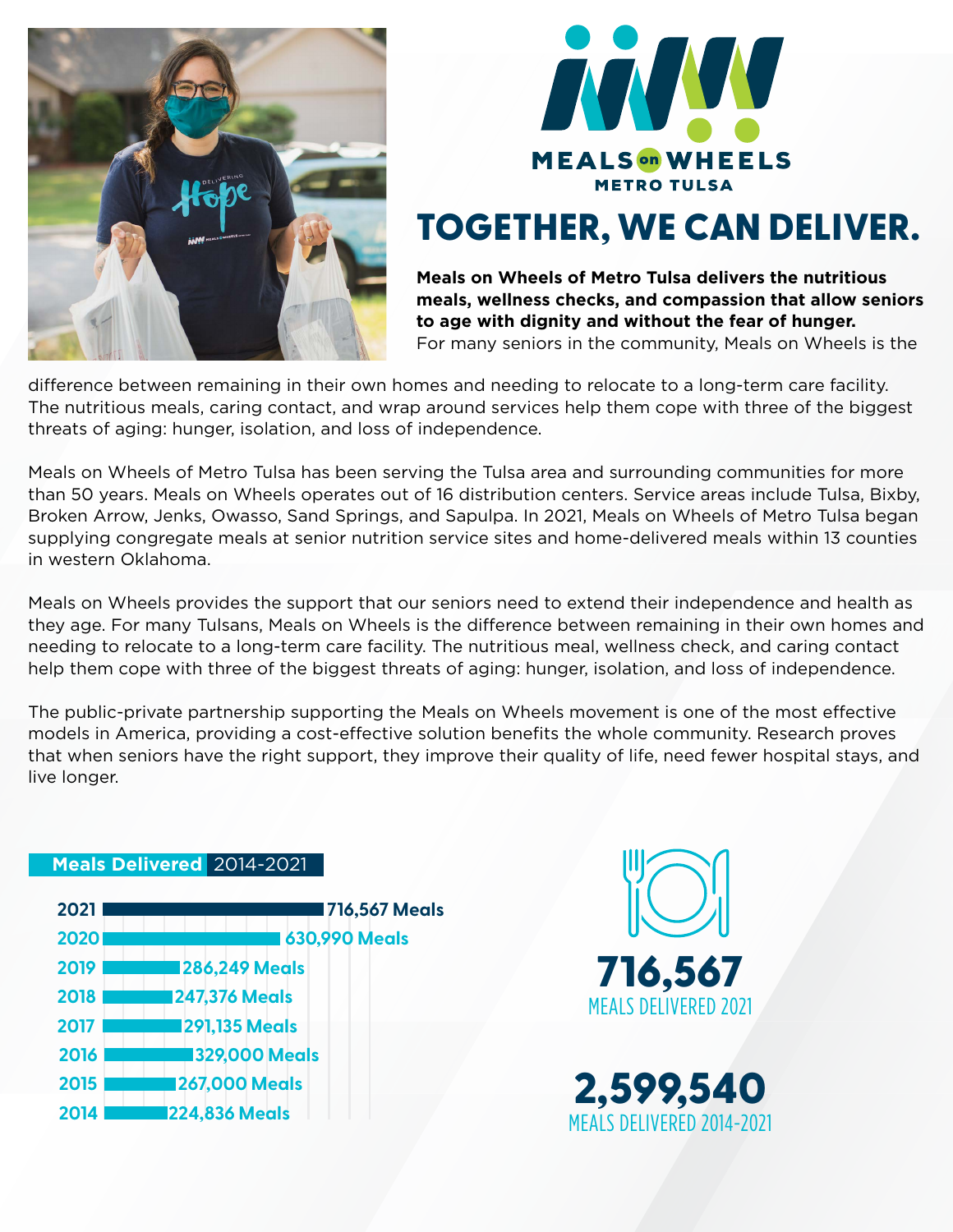MEALS on WHEELS

METRO TULSA

# TOGETHER, WE CAN DELIVER.

**Meals on Wheels of Metro Tulsa delivers the nutritious meals, wellness checks, and compassion that allow seniors to age with dignity and without the fear of hunger.** For many seniors in the community, Meals on Wheels is the difference between remaining in their own homes and needing to relocate to a long-term care facility. The nutritious meals, caring contact, and wrap around services help them cope with three of the biggest threats of aging: hunger, isolation, and loss of independence.

Meals on Wheels of Metro Tulsa has been serving the Tulsa area and surrounding communities for more than 50 years. Meals on Wheels operates out of 16 distribution centers. Service areas include Tulsa, Bixby, Broken Arrow, Jenks, Owasso, Sand Springs, and Sapulpa. In 2021, Meals on Wheels of Metro Tulsa began supplying congregate meals at senior nutrition service sites and home-delivered meals within 13 counties in western Oklahoma.

Meals on Wheels provides the support that our seniors need to extend their independence and health as they age. For many Tulsans, Meals on Wheels is the difference between remaining in their own homes and needing to relocate to a long-term care facility. The nutritious meal, wellness check, and caring contact help them cope with three of the biggest threats of aging: hunger, isolation, and loss of independence.

The public-private partnership supporting the Meals on Wheels movement is one of the most effective models in America, providing a cost-effective solution benefits the whole community. Research proves that when seniors have the right support, they improve their quality of life, need fewer hospital stays, and live longer.

**Meals Delivered** 2014-2021

| Year | Meals |
| --- | --- |
| 2021 | 716,567 Meals |
| 2020 | 630,990 Meals |
| 2019 | 286,249 Meals |
| 2018 | 247,376 Meals |
| 2017 | 291,135 Meals |
| 2016 | 329,000 Meals |
| 2015 | 267,000 Meals |
| 2014 | 224,836 Meals |

**716,567**
MEALS DELIVERED 2021

**2,599,540**
MEALS DELIVERED 2014-2021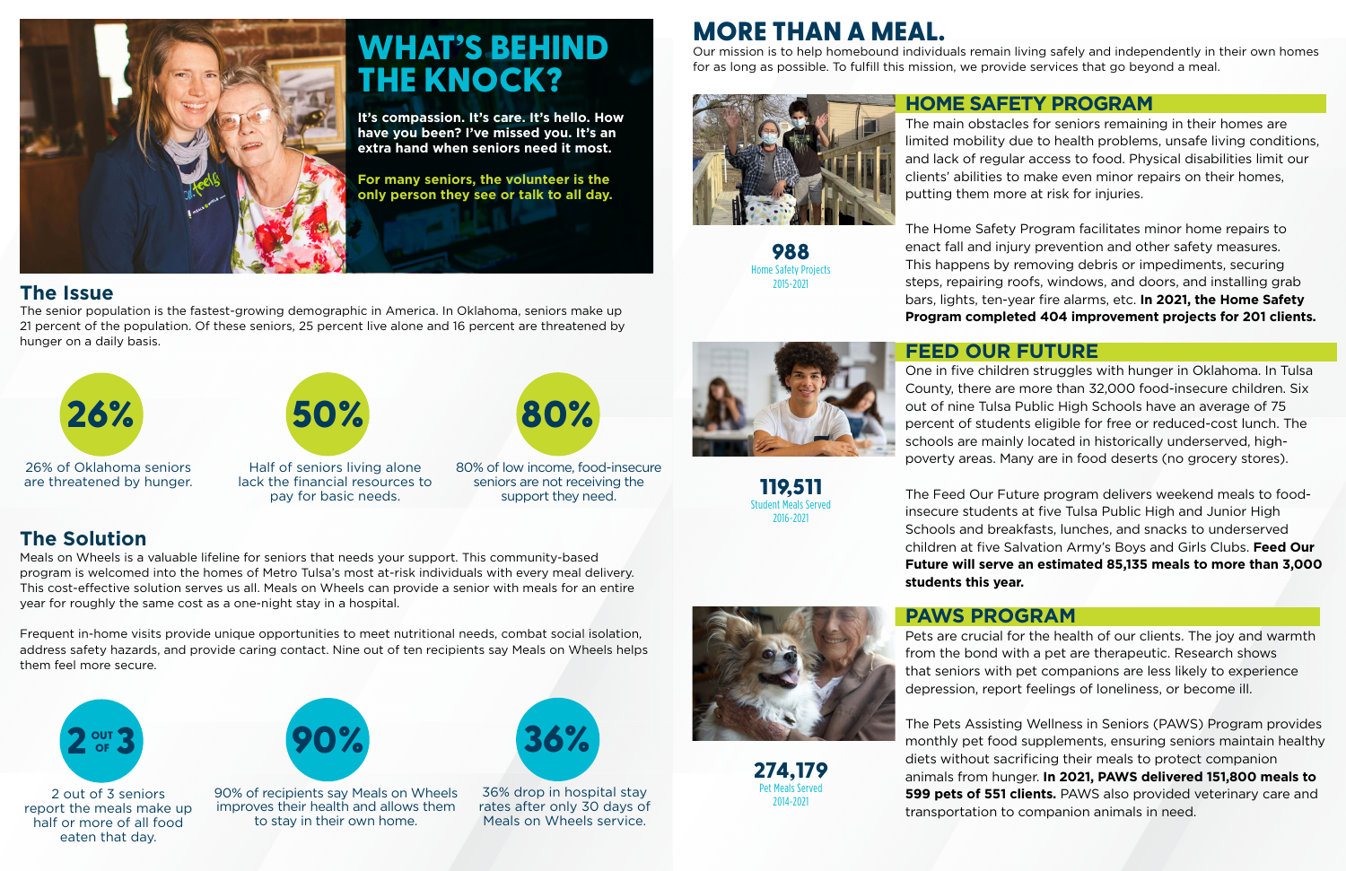# WHAT'S BEHIND THE KNOCK?

**It's compassion. It's care. It's hello. How have you been? I've missed you. It's an extra hand when seniors need it most.**

**For many seniors, the volunteer is the only person they see or talk to all day.**

## The Issue

The senior population is the fastest-growing demographic in America. In Oklahoma, seniors make up 21 percent of the population. Of these seniors, 25 percent live alone and 16 percent are threatened by hunger on a daily basis.

**26%**

26% of Oklahoma seniors are threatened by hunger.

**50%**

Half of seniors living alone lack the financial resources to pay for basic needs.

**80%**

80% of low income, food-insecure seniors are not receiving the support they need.

## The Solution

Meals on Wheels is a valuable lifeline for seniors that needs your support. This community-based program is welcomed into the homes of Metro Tulsa's most at-risk individuals with every meal delivery. This cost-effective solution serves us all. Meals on Wheels can provide a senior with meals for an entire year for roughly the same cost as a one-night stay in a hospital.

Frequent in-home visits provide unique opportunities to meet nutritional needs, combat social isolation, address safety hazards, and provide caring contact. Nine out of ten recipients say Meals on Wheels helps them feel more secure.

**2 OUT OF 3**

2 out of 3 seniors report the meals make up half or more of all food eaten that day.

**90%**

90% of recipients say Meals on Wheels improves their health and allows them to stay in their own home.

**36%**

36% drop in hospital stay rates after only 30 days of Meals on Wheels service.

# MORE THAN A MEAL.

Our mission is to help homebound individuals remain living safely and independently in their own homes for as long as possible. To fulfill this mission, we provide services that go beyond a meal.

## HOME SAFETY PROGRAM

**988**
Home Safety Projects
2015-2021

The main obstacles for seniors remaining in their homes are limited mobility due to health problems, unsafe living conditions, and lack of regular access to food. Physical disabilities limit our clients' abilities to make even minor repairs on their homes, putting them more at risk for injuries.

The Home Safety Program facilitates minor home repairs to enact fall and injury prevention and other safety measures. This happens by removing debris or impediments, securing steps, repairing roofs, windows, and doors, and installing grab bars, lights, ten-year fire alarms, etc. **In 2021, the Home Safety Program completed 404 improvement projects for 201 clients.**

## FEED OUR FUTURE

**119,511**
Student Meals Served
2016-2021

One in five children struggles with hunger in Oklahoma. In Tulsa County, there are more than 32,000 food-insecure children. Six out of nine Tulsa Public High Schools have an average of 75 percent of students eligible for free or reduced-cost lunch. The schools are mainly located in historically underserved, high-poverty areas. Many are in food deserts (no grocery stores).

The Feed Our Future program delivers weekend meals to food-insecure students at five Tulsa Public High and Junior High Schools and breakfasts, lunches, and snacks to underserved children at five Salvation Army's Boys and Girls Clubs. **Feed Our Future will serve an estimated 85,135 meals to more than 3,000 students this year.**

## PAWS PROGRAM

**274,179**
Pet Meals Served
2014-2021

Pets are crucial for the health of our clients. The joy and warmth from the bond with a pet are therapeutic. Research shows that seniors with pet companions are less likely to experience depression, report feelings of loneliness, or become ill.

The Pets Assisting Wellness in Seniors (PAWS) Program provides monthly pet food supplements, ensuring seniors maintain healthy diets without sacrificing their meals to protect companion animals from hunger. **In 2021, PAWS delivered 151,800 meals to 599 pets of 551 clients.** PAWS also provided veterinary care and transportation to companion animals in need.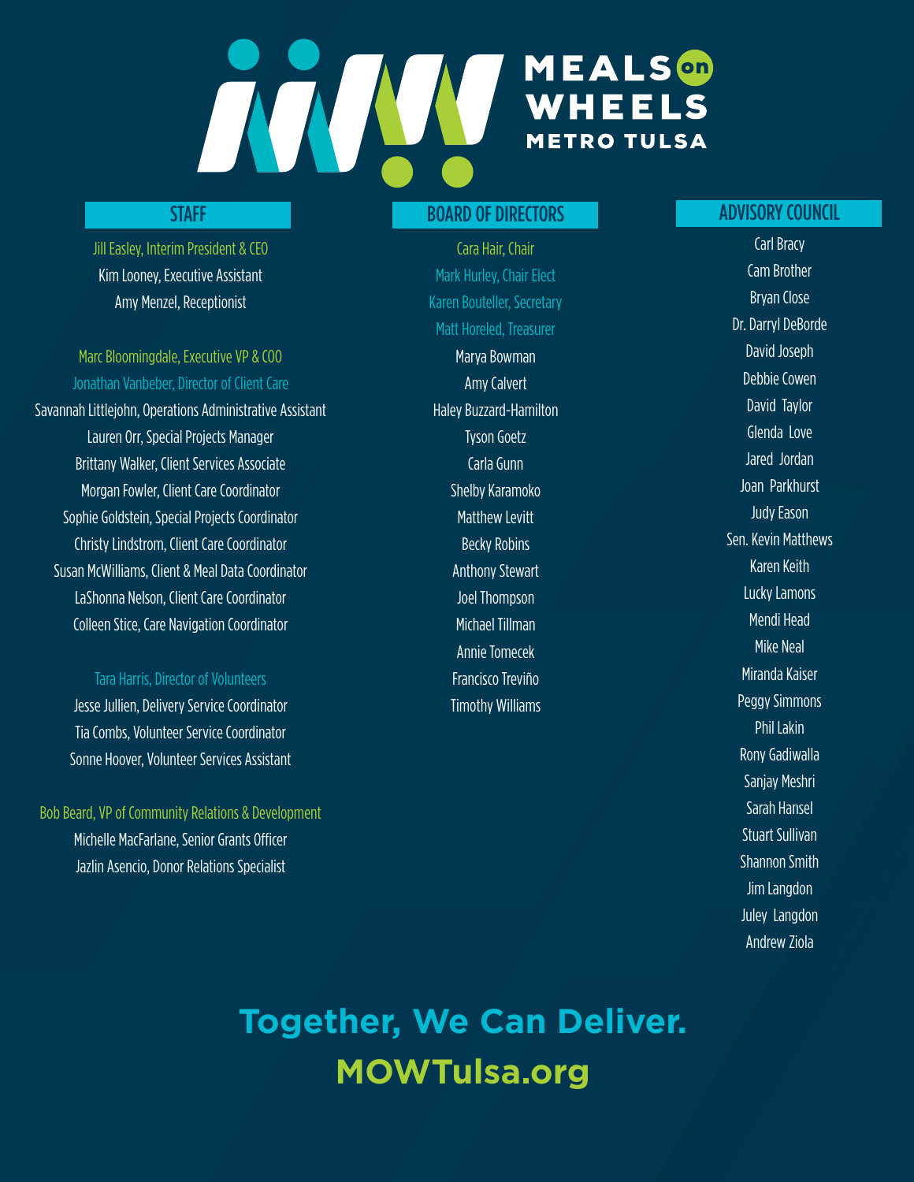# MEALS on WHEELS METRO TULSA

## STAFF

Jill Easley, Interim President & CEO
Kim Looney, Executive Assistant
Amy Menzel, Receptionist

Marc Bloomingdale, Executive VP & COO
Jonathan Vanbeber, Director of Client Care
Savannah Littlejohn, Operations Administrative Assistant
Lauren Orr, Special Projects Manager
Brittany Walker, Client Services Associate
Morgan Fowler, Client Care Coordinator
Sophie Goldstein, Special Projects Coordinator
Christy Lindstrom, Client Care Coordinator
Susan McWilliams, Client & Meal Data Coordinator
LaShonna Nelson, Client Care Coordinator
Colleen Stice, Care Navigation Coordinator

Tara Harris, Director of Volunteers
Jesse Jullien, Delivery Service Coordinator
Tia Combs, Volunteer Service Coordinator
Sonne Hoover, Volunteer Services Assistant

Bob Beard, VP of Community Relations & Development
Michelle MacFarlane, Senior Grants Officer
Jazlin Asencio, Donor Relations Specialist

## BOARD OF DIRECTORS

Cara Hair, Chair
Mark Hurley, Chair Elect
Karen Bouteller, Secretary
Matt Horeled, Treasurer
Marya Bowman
Amy Calvert
Haley Buzzard-Hamilton
Tyson Goetz
Carla Gunn
Shelby Karamoko
Matthew Levitt
Becky Robins
Anthony Stewart
Joel Thompson
Michael Tillman
Annie Tomecek
Francisco Treviño
Timothy Williams

## ADVISORY COUNCIL

Carl Bracy
Cam Brother
Bryan Close
Dr. Darryl DeBorde
David Joseph
Debbie Cowen
David Taylor
Glenda Love
Jared Jordan
Joan Parkhurst
Judy Eason
Sen. Kevin Matthews
Karen Keith
Lucky Lamons
Mendi Head
Mike Neal
Miranda Kaiser
Peggy Simmons
Phil Lakin
Rony Gadiwalla
Sanjay Meshri
Sarah Hansel
Stuart Sullivan
Shannon Smith
Jim Langdon
Juley Langdon
Andrew Ziola

**Together, We Can Deliver.**
**MOWTulsa.org**